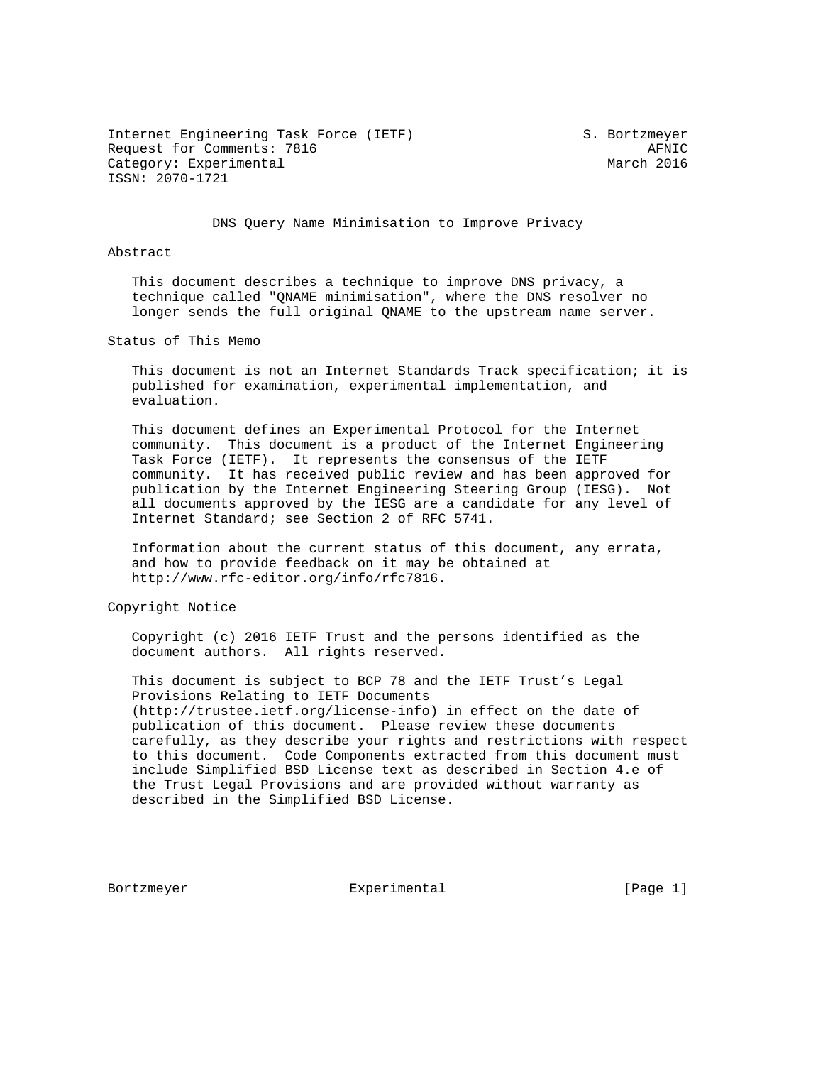Internet Engineering Task Force (IETF) S. Bortzmeyer
Request for Comments: 7816 AFNIC
Category: Experimental March 2016
ISSN: 2070-1721

# DNS Query Name Minimisation to Improve Privacy

## Abstract

This document describes a technique to improve DNS privacy, a technique called "QNAME minimisation", where the DNS resolver no longer sends the full original QNAME to the upstream name server.

## Status of This Memo

This document is not an Internet Standards Track specification; it is published for examination, experimental implementation, and evaluation.

This document defines an Experimental Protocol for the Internet community. This document is a product of the Internet Engineering Task Force (IETF). It represents the consensus of the IETF community. It has received public review and has been approved for publication by the Internet Engineering Steering Group (IESG). Not all documents approved by the IESG are a candidate for any level of Internet Standard; see Section 2 of RFC 5741.

Information about the current status of this document, any errata, and how to provide feedback on it may be obtained at http://www.rfc-editor.org/info/rfc7816.

## Copyright Notice

Copyright (c) 2016 IETF Trust and the persons identified as the document authors. All rights reserved.

This document is subject to BCP 78 and the IETF Trust's Legal Provisions Relating to IETF Documents (http://trustee.ietf.org/license-info) in effect on the date of publication of this document. Please review these documents carefully, as they describe your rights and restrictions with respect to this document. Code Components extracted from this document must include Simplified BSD License text as described in Section 4.e of the Trust Legal Provisions and are provided without warranty as described in the Simplified BSD License.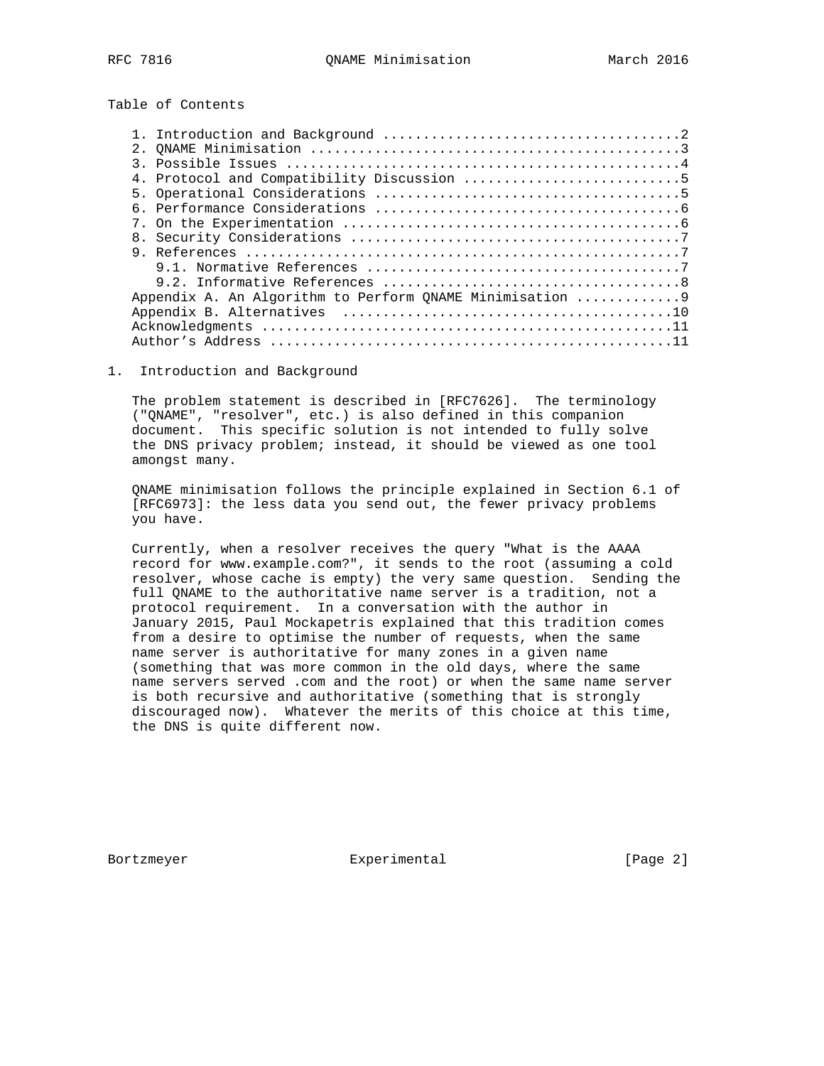Table of Contents

1. Introduction and Background ....................................2
2. QNAME Minimisation .............................................3
3. Possible Issues ................................................4
4. Protocol and Compatibility Discussion ..........................5
5. Operational Considerations .....................................5
6. Performance Considerations .....................................6
7. On the Experimentation .........................................6
8. Security Considerations ........................................7
9. References .....................................................7
   9.1. Normative References ......................................7
   9.2. Informative References ....................................8
Appendix A. An Algorithm to Perform QNAME Minimisation .............9
Appendix B. Alternatives ..........................................10
Acknowledgments ...................................................11
Author's Address ..................................................11

## 1. Introduction and Background

The problem statement is described in [RFC7626]. The terminology ("QNAME", "resolver", etc.) is also defined in this companion document. This specific solution is not intended to fully solve the DNS privacy problem; instead, it should be viewed as one tool amongst many.

QNAME minimisation follows the principle explained in Section 6.1 of [RFC6973]: the less data you send out, the fewer privacy problems you have.

Currently, when a resolver receives the query "What is the AAAA record for www.example.com?", it sends to the root (assuming a cold resolver, whose cache is empty) the very same question. Sending the full QNAME to the authoritative name server is a tradition, not a protocol requirement. In a conversation with the author in January 2015, Paul Mockapetris explained that this tradition comes from a desire to optimise the number of requests, when the same name server is authoritative for many zones in a given name (something that was more common in the old days, where the same name servers served .com and the root) or when the same name server is both recursive and authoritative (something that is strongly discouraged now). Whatever the merits of this choice at this time, the DNS is quite different now.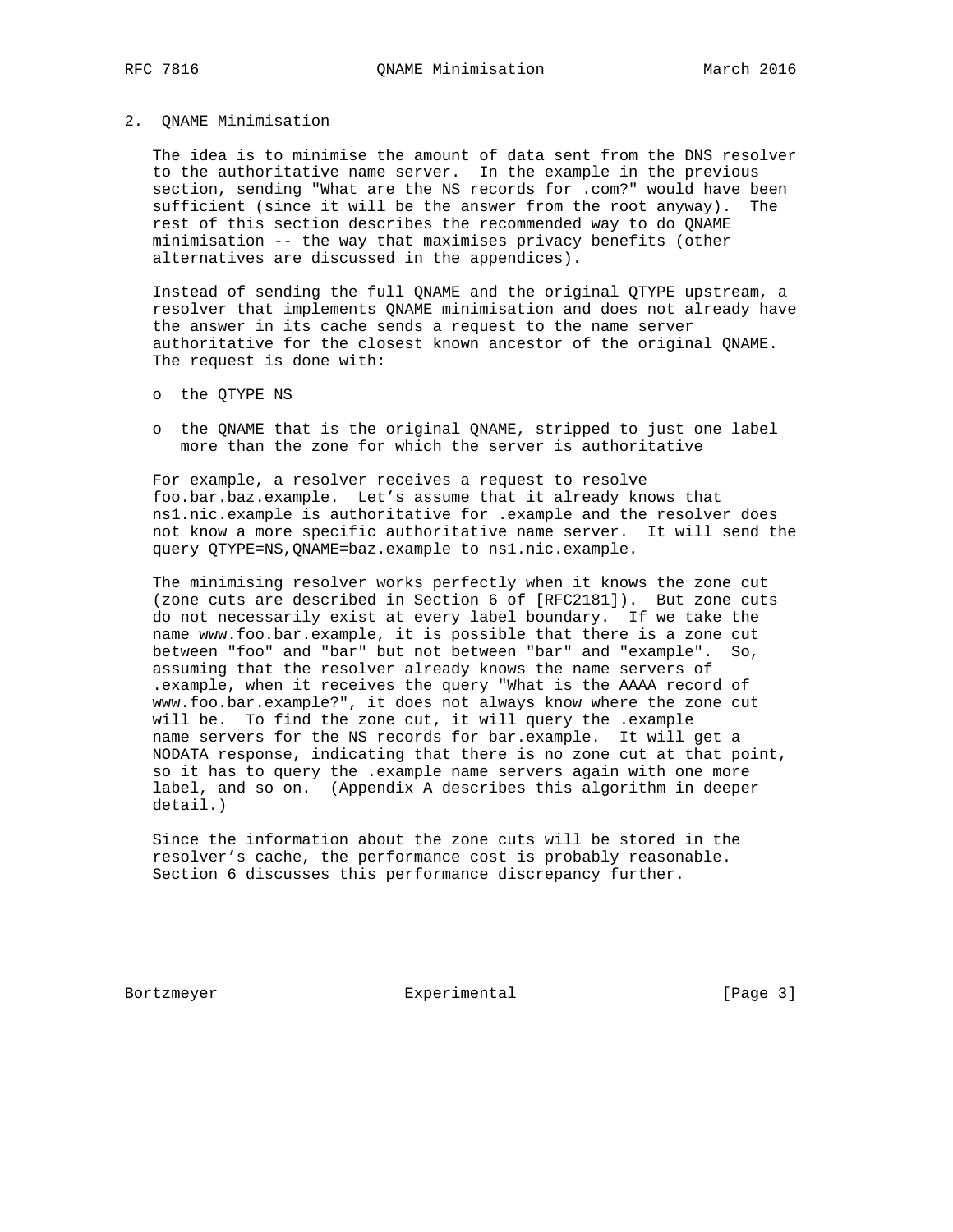## 2. QNAME Minimisation

The idea is to minimise the amount of data sent from the DNS resolver to the authoritative name server. In the example in the previous section, sending "What are the NS records for .com?" would have been sufficient (since it will be the answer from the root anyway). The rest of this section describes the recommended way to do QNAME minimisation -- the way that maximises privacy benefits (other alternatives are discussed in the appendices).

Instead of sending the full QNAME and the original QTYPE upstream, a resolver that implements QNAME minimisation and does not already have the answer in its cache sends a request to the name server authoritative for the closest known ancestor of the original QNAME. The request is done with:

- the QTYPE NS
- the QNAME that is the original QNAME, stripped to just one label more than the zone for which the server is authoritative

For example, a resolver receives a request to resolve foo.bar.baz.example. Let's assume that it already knows that ns1.nic.example is authoritative for .example and the resolver does not know a more specific authoritative name server. It will send the query QTYPE=NS,QNAME=baz.example to ns1.nic.example.

The minimising resolver works perfectly when it knows the zone cut (zone cuts are described in Section 6 of [RFC2181]). But zone cuts do not necessarily exist at every label boundary. If we take the name www.foo.bar.example, it is possible that there is a zone cut between "foo" and "bar" but not between "bar" and "example". So, assuming that the resolver already knows the name servers of .example, when it receives the query "What is the AAAA record of www.foo.bar.example?", it does not always know where the zone cut will be. To find the zone cut, it will query the .example name servers for the NS records for bar.example. It will get a NODATA response, indicating that there is no zone cut at that point, so it has to query the .example name servers again with one more label, and so on. (Appendix A describes this algorithm in deeper detail.)

Since the information about the zone cuts will be stored in the resolver's cache, the performance cost is probably reasonable. Section 6 discusses this performance discrepancy further.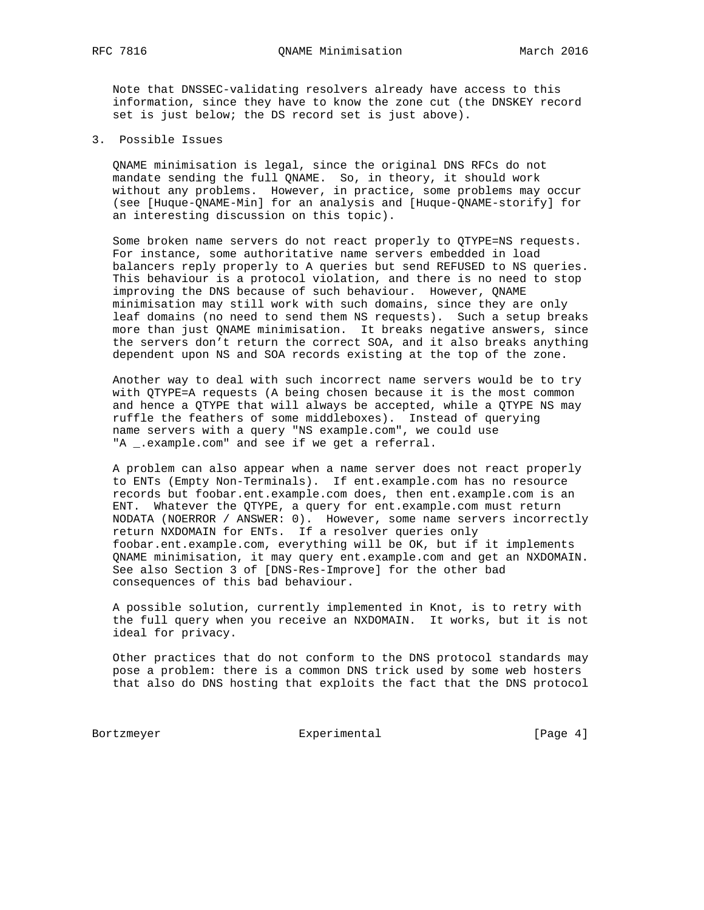Note that DNSSEC-validating resolvers already have access to this information, since they have to know the zone cut (the DNSKEY record set is just below; the DS record set is just above).

## 3. Possible Issues

QNAME minimisation is legal, since the original DNS RFCs do not mandate sending the full QNAME. So, in theory, it should work without any problems. However, in practice, some problems may occur (see [Huque-QNAME-Min] for an analysis and [Huque-QNAME-storify] for an interesting discussion on this topic).

Some broken name servers do not react properly to QTYPE=NS requests. For instance, some authoritative name servers embedded in load balancers reply properly to A queries but send REFUSED to NS queries. This behaviour is a protocol violation, and there is no need to stop improving the DNS because of such behaviour. However, QNAME minimisation may still work with such domains, since they are only leaf domains (no need to send them NS requests). Such a setup breaks more than just QNAME minimisation. It breaks negative answers, since the servers don't return the correct SOA, and it also breaks anything dependent upon NS and SOA records existing at the top of the zone.

Another way to deal with such incorrect name servers would be to try with QTYPE=A requests (A being chosen because it is the most common and hence a QTYPE that will always be accepted, while a QTYPE NS may ruffle the feathers of some middleboxes). Instead of querying name servers with a query "NS example.com", we could use "A _.example.com" and see if we get a referral.

A problem can also appear when a name server does not react properly to ENTs (Empty Non-Terminals). If ent.example.com has no resource records but foobar.ent.example.com does, then ent.example.com is an ENT. Whatever the QTYPE, a query for ent.example.com must return NODATA (NOERROR / ANSWER: 0). However, some name servers incorrectly return NXDOMAIN for ENTs. If a resolver queries only foobar.ent.example.com, everything will be OK, but if it implements QNAME minimisation, it may query ent.example.com and get an NXDOMAIN. See also Section 3 of [DNS-Res-Improve] for the other bad consequences of this bad behaviour.

A possible solution, currently implemented in Knot, is to retry with the full query when you receive an NXDOMAIN. It works, but it is not ideal for privacy.

Other practices that do not conform to the DNS protocol standards may pose a problem: there is a common DNS trick used by some web hosters that also do DNS hosting that exploits the fact that the DNS protocol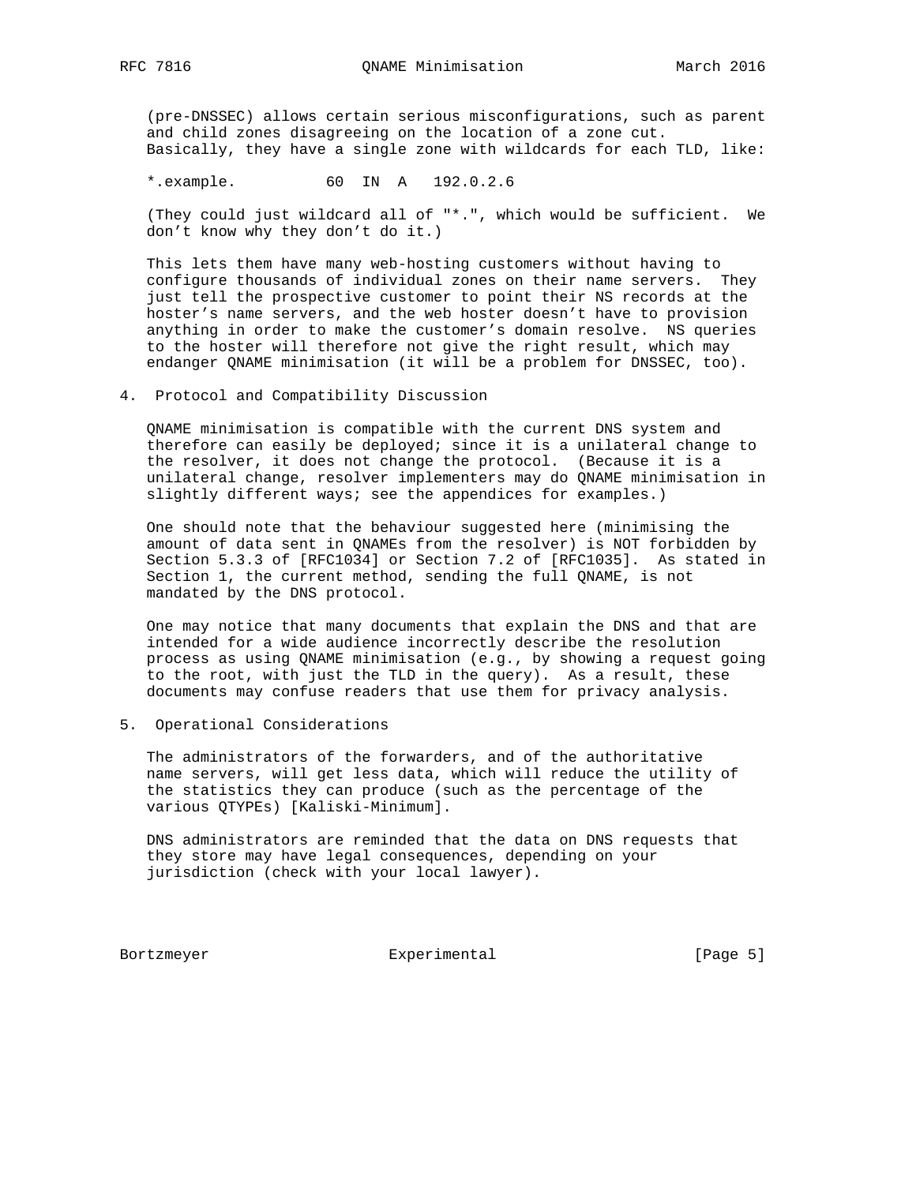(pre-DNSSEC) allows certain serious misconfigurations, such as parent and child zones disagreeing on the location of a zone cut. Basically, they have a single zone with wildcards for each TLD, like:

```
*.example.          60  IN  A   192.0.2.6
```

(They could just wildcard all of "*.", which would be sufficient. We don't know why they don't do it.)

This lets them have many web-hosting customers without having to configure thousands of individual zones on their name servers. They just tell the prospective customer to point their NS records at the hoster's name servers, and the web hoster doesn't have to provision anything in order to make the customer's domain resolve. NS queries to the hoster will therefore not give the right result, which may endanger QNAME minimisation (it will be a problem for DNSSEC, too).

## 4. Protocol and Compatibility Discussion

QNAME minimisation is compatible with the current DNS system and therefore can easily be deployed; since it is a unilateral change to the resolver, it does not change the protocol. (Because it is a unilateral change, resolver implementers may do QNAME minimisation in slightly different ways; see the appendices for examples.)

One should note that the behaviour suggested here (minimising the amount of data sent in QNAMEs from the resolver) is NOT forbidden by Section 5.3.3 of [RFC1034] or Section 7.2 of [RFC1035]. As stated in Section 1, the current method, sending the full QNAME, is not mandated by the DNS protocol.

One may notice that many documents that explain the DNS and that are intended for a wide audience incorrectly describe the resolution process as using QNAME minimisation (e.g., by showing a request going to the root, with just the TLD in the query). As a result, these documents may confuse readers that use them for privacy analysis.

## 5. Operational Considerations

The administrators of the forwarders, and of the authoritative name servers, will get less data, which will reduce the utility of the statistics they can produce (such as the percentage of the various QTYPEs) [Kaliski-Minimum].

DNS administrators are reminded that the data on DNS requests that they store may have legal consequences, depending on your jurisdiction (check with your local lawyer).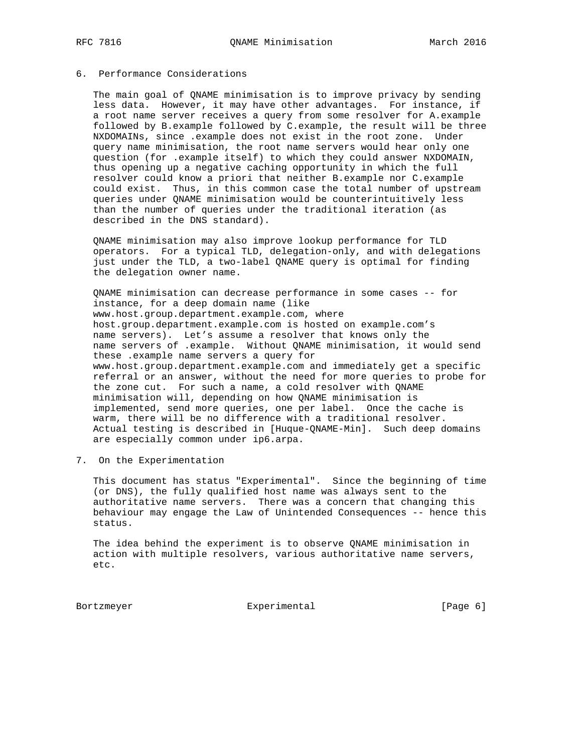## 6. Performance Considerations

The main goal of QNAME minimisation is to improve privacy by sending less data. However, it may have other advantages. For instance, if a root name server receives a query from some resolver for A.example followed by B.example followed by C.example, the result will be three NXDOMAINs, since .example does not exist in the root zone. Under query name minimisation, the root name servers would hear only one question (for .example itself) to which they could answer NXDOMAIN, thus opening up a negative caching opportunity in which the full resolver could know a priori that neither B.example nor C.example could exist. Thus, in this common case the total number of upstream queries under QNAME minimisation would be counterintuitively less than the number of queries under the traditional iteration (as described in the DNS standard).

QNAME minimisation may also improve lookup performance for TLD operators. For a typical TLD, delegation-only, and with delegations just under the TLD, a two-label QNAME query is optimal for finding the delegation owner name.

QNAME minimisation can decrease performance in some cases -- for instance, for a deep domain name (like www.host.group.department.example.com, where host.group.department.example.com is hosted on example.com's name servers). Let's assume a resolver that knows only the name servers of .example. Without QNAME minimisation, it would send these .example name servers a query for www.host.group.department.example.com and immediately get a specific referral or an answer, without the need for more queries to probe for the zone cut. For such a name, a cold resolver with QNAME minimisation will, depending on how QNAME minimisation is implemented, send more queries, one per label. Once the cache is warm, there will be no difference with a traditional resolver. Actual testing is described in [Huque-QNAME-Min]. Such deep domains are especially common under ip6.arpa.

## 7. On the Experimentation

This document has status "Experimental". Since the beginning of time (or DNS), the fully qualified host name was always sent to the authoritative name servers. There was a concern that changing this behaviour may engage the Law of Unintended Consequences -- hence this status.

The idea behind the experiment is to observe QNAME minimisation in action with multiple resolvers, various authoritative name servers, etc.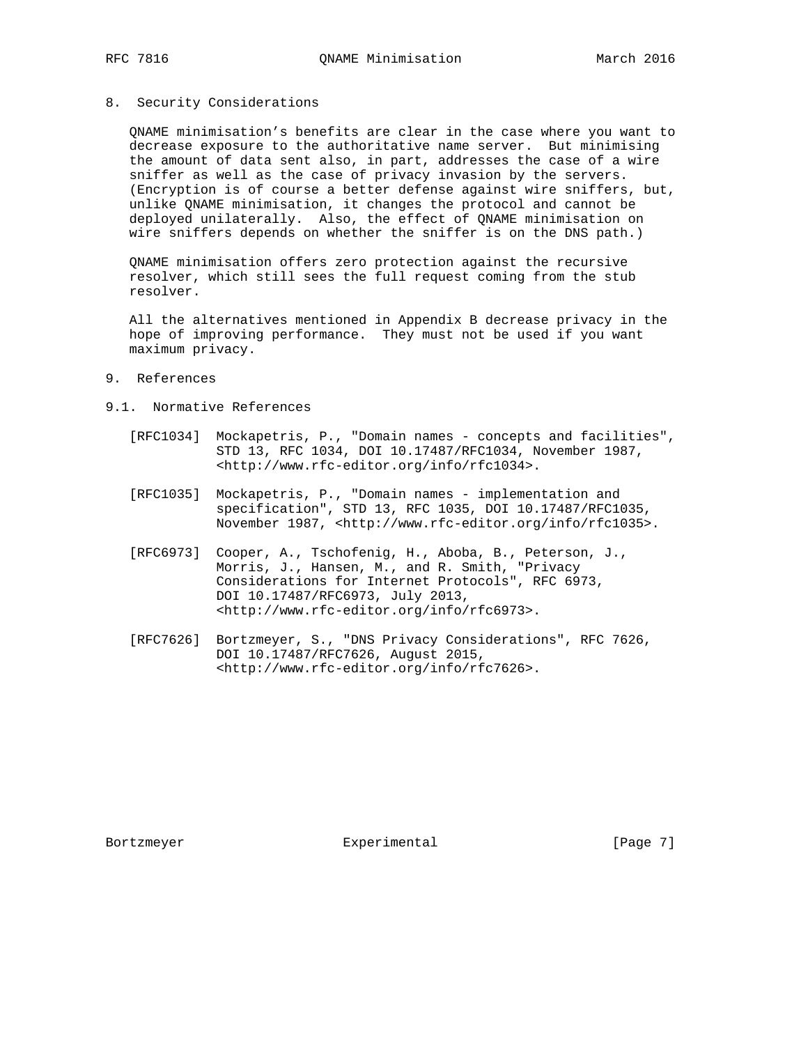## 8. Security Considerations

QNAME minimisation's benefits are clear in the case where you want to decrease exposure to the authoritative name server. But minimising the amount of data sent also, in part, addresses the case of a wire sniffer as well as the case of privacy invasion by the servers. (Encryption is of course a better defense against wire sniffers, but, unlike QNAME minimisation, it changes the protocol and cannot be deployed unilaterally. Also, the effect of QNAME minimisation on wire sniffers depends on whether the sniffer is on the DNS path.)

QNAME minimisation offers zero protection against the recursive resolver, which still sees the full request coming from the stub resolver.

All the alternatives mentioned in Appendix B decrease privacy in the hope of improving performance. They must not be used if you want maximum privacy.

## 9. References

### 9.1. Normative References

[RFC1034] Mockapetris, P., "Domain names - concepts and facilities", STD 13, RFC 1034, DOI 10.17487/RFC1034, November 1987, <http://www.rfc-editor.org/info/rfc1034>.

[RFC1035] Mockapetris, P., "Domain names - implementation and specification", STD 13, RFC 1035, DOI 10.17487/RFC1035, November 1987, <http://www.rfc-editor.org/info/rfc1035>.

[RFC6973] Cooper, A., Tschofenig, H., Aboba, B., Peterson, J., Morris, J., Hansen, M., and R. Smith, "Privacy Considerations for Internet Protocols", RFC 6973, DOI 10.17487/RFC6973, July 2013, <http://www.rfc-editor.org/info/rfc6973>.

[RFC7626] Bortzmeyer, S., "DNS Privacy Considerations", RFC 7626, DOI 10.17487/RFC7626, August 2015, <http://www.rfc-editor.org/info/rfc7626>.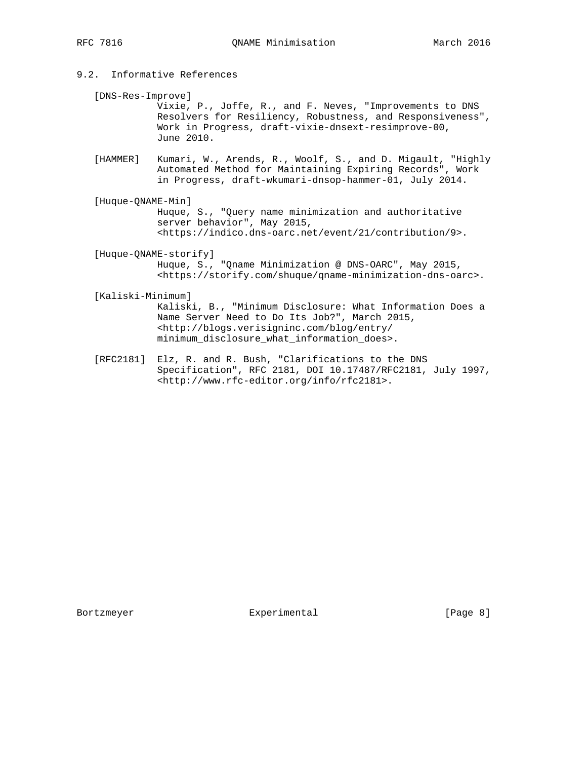### 9.2. Informative References

[DNS-Res-Improve]
Vixie, P., Joffe, R., and F. Neves, "Improvements to DNS Resolvers for Resiliency, Robustness, and Responsiveness", Work in Progress, draft-vixie-dnsext-resimprove-00, June 2010.

[HAMMER] Kumari, W., Arends, R., Woolf, S., and D. Migault, "Highly Automated Method for Maintaining Expiring Records", Work in Progress, draft-wkumari-dnsop-hammer-01, July 2014.

[Huque-QNAME-Min]
Huque, S., "Query name minimization and authoritative server behavior", May 2015, <https://indico.dns-oarc.net/event/21/contribution/9>.

[Huque-QNAME-storify]
Huque, S., "Qname Minimization @ DNS-OARC", May 2015, <https://storify.com/shuque/qname-minimization-dns-oarc>.

[Kaliski-Minimum]
Kaliski, B., "Minimum Disclosure: What Information Does a Name Server Need to Do Its Job?", March 2015, <http://blogs.verisigninc.com/blog/entry/minimum_disclosure_what_information_does>.

[RFC2181] Elz, R. and R. Bush, "Clarifications to the DNS Specification", RFC 2181, DOI 10.17487/RFC2181, July 1997, <http://www.rfc-editor.org/info/rfc2181>.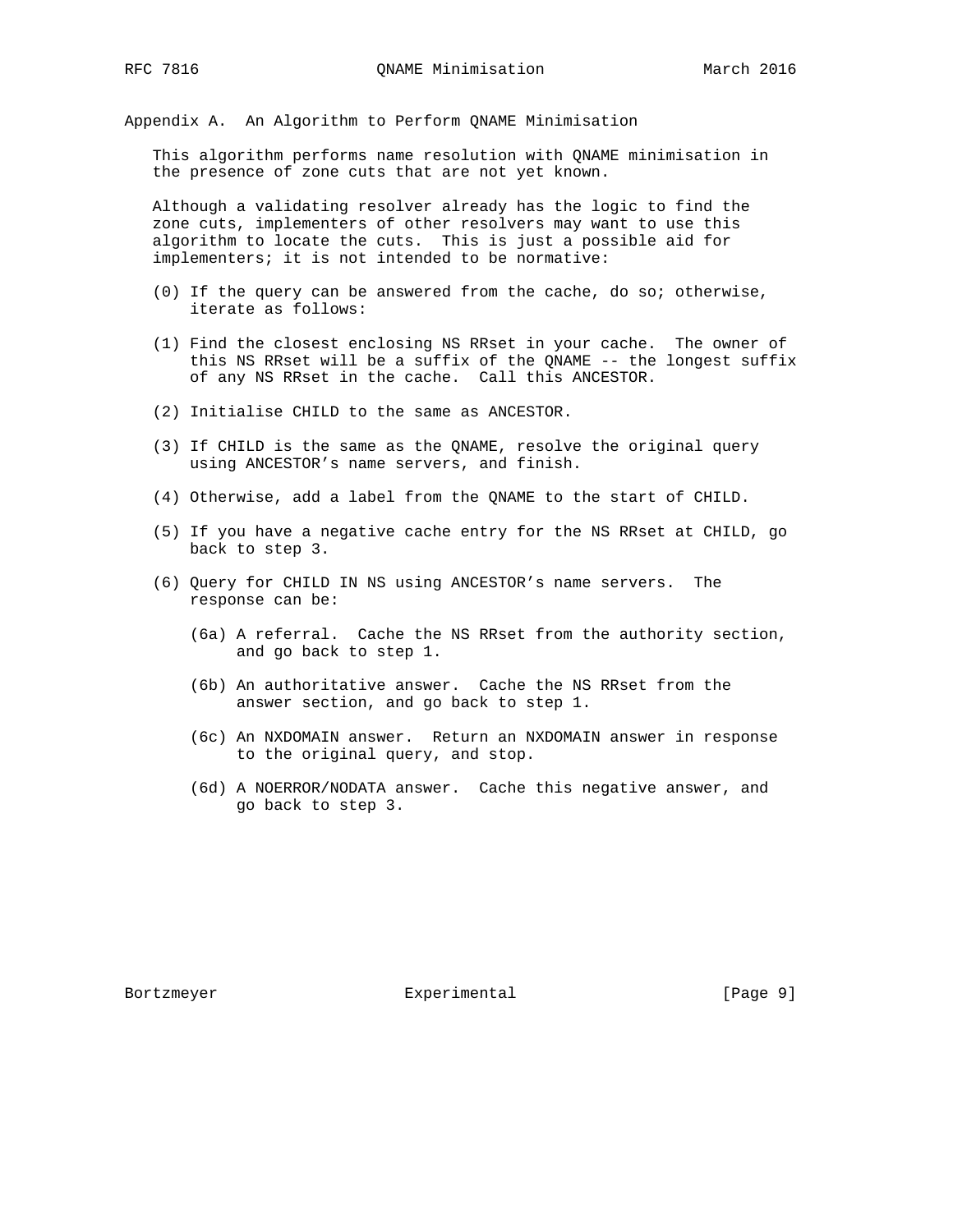## Appendix A. An Algorithm to Perform QNAME Minimisation

This algorithm performs name resolution with QNAME minimisation in the presence of zone cuts that are not yet known.

Although a validating resolver already has the logic to find the zone cuts, implementers of other resolvers may want to use this algorithm to locate the cuts. This is just a possible aid for implementers; it is not intended to be normative:

(0) If the query can be answered from the cache, do so; otherwise, iterate as follows:

(1) Find the closest enclosing NS RRset in your cache. The owner of this NS RRset will be a suffix of the QNAME -- the longest suffix of any NS RRset in the cache. Call this ANCESTOR.

(2) Initialise CHILD to the same as ANCESTOR.

(3) If CHILD is the same as the QNAME, resolve the original query using ANCESTOR's name servers, and finish.

(4) Otherwise, add a label from the QNAME to the start of CHILD.

(5) If you have a negative cache entry for the NS RRset at CHILD, go back to step 3.

(6) Query for CHILD IN NS using ANCESTOR's name servers. The response can be:

- (6a) A referral. Cache the NS RRset from the authority section, and go back to step 1.

- (6b) An authoritative answer. Cache the NS RRset from the answer section, and go back to step 1.

- (6c) An NXDOMAIN answer. Return an NXDOMAIN answer in response to the original query, and stop.

- (6d) A NOERROR/NODATA answer. Cache this negative answer, and go back to step 3.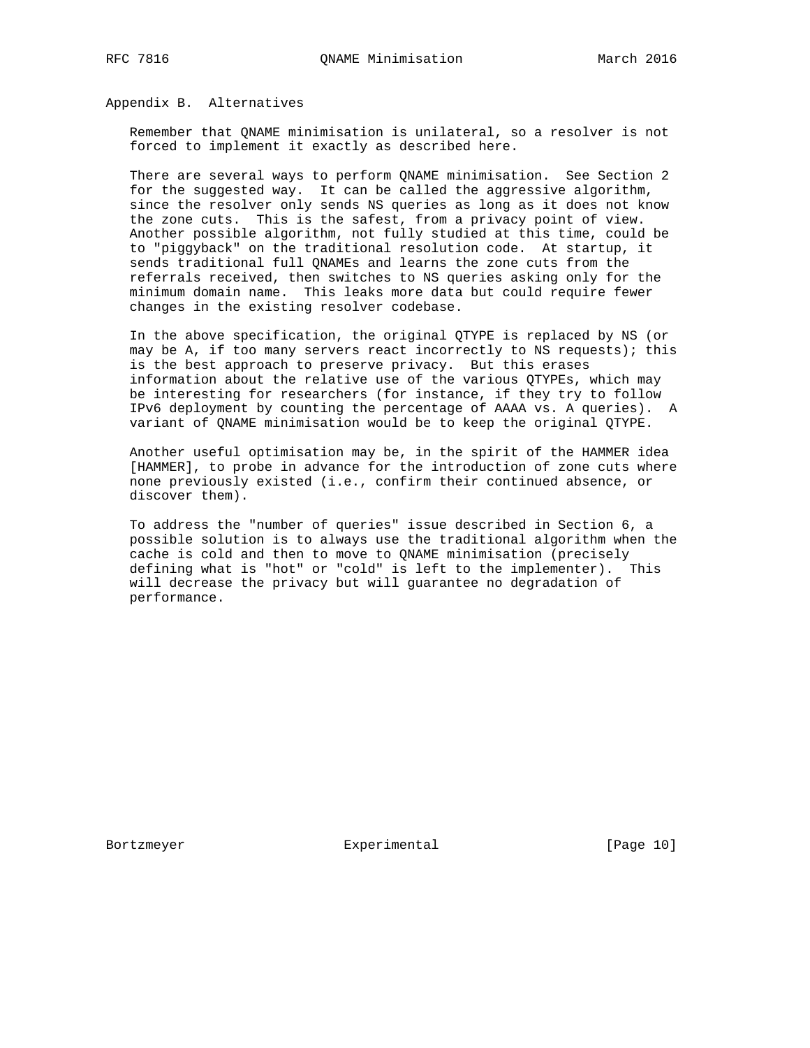## Appendix B. Alternatives

Remember that QNAME minimisation is unilateral, so a resolver is not forced to implement it exactly as described here.

There are several ways to perform QNAME minimisation. See Section 2 for the suggested way. It can be called the aggressive algorithm, since the resolver only sends NS queries as long as it does not know the zone cuts. This is the safest, from a privacy point of view. Another possible algorithm, not fully studied at this time, could be to "piggyback" on the traditional resolution code. At startup, it sends traditional full QNAMEs and learns the zone cuts from the referrals received, then switches to NS queries asking only for the minimum domain name. This leaks more data but could require fewer changes in the existing resolver codebase.

In the above specification, the original QTYPE is replaced by NS (or may be A, if too many servers react incorrectly to NS requests); this is the best approach to preserve privacy. But this erases information about the relative use of the various QTYPEs, which may be interesting for researchers (for instance, if they try to follow IPv6 deployment by counting the percentage of AAAA vs. A queries). A variant of QNAME minimisation would be to keep the original QTYPE.

Another useful optimisation may be, in the spirit of the HAMMER idea [HAMMER], to probe in advance for the introduction of zone cuts where none previously existed (i.e., confirm their continued absence, or discover them).

To address the "number of queries" issue described in Section 6, a possible solution is to always use the traditional algorithm when the cache is cold and then to move to QNAME minimisation (precisely defining what is "hot" or "cold" is left to the implementer). This will decrease the privacy but will guarantee no degradation of performance.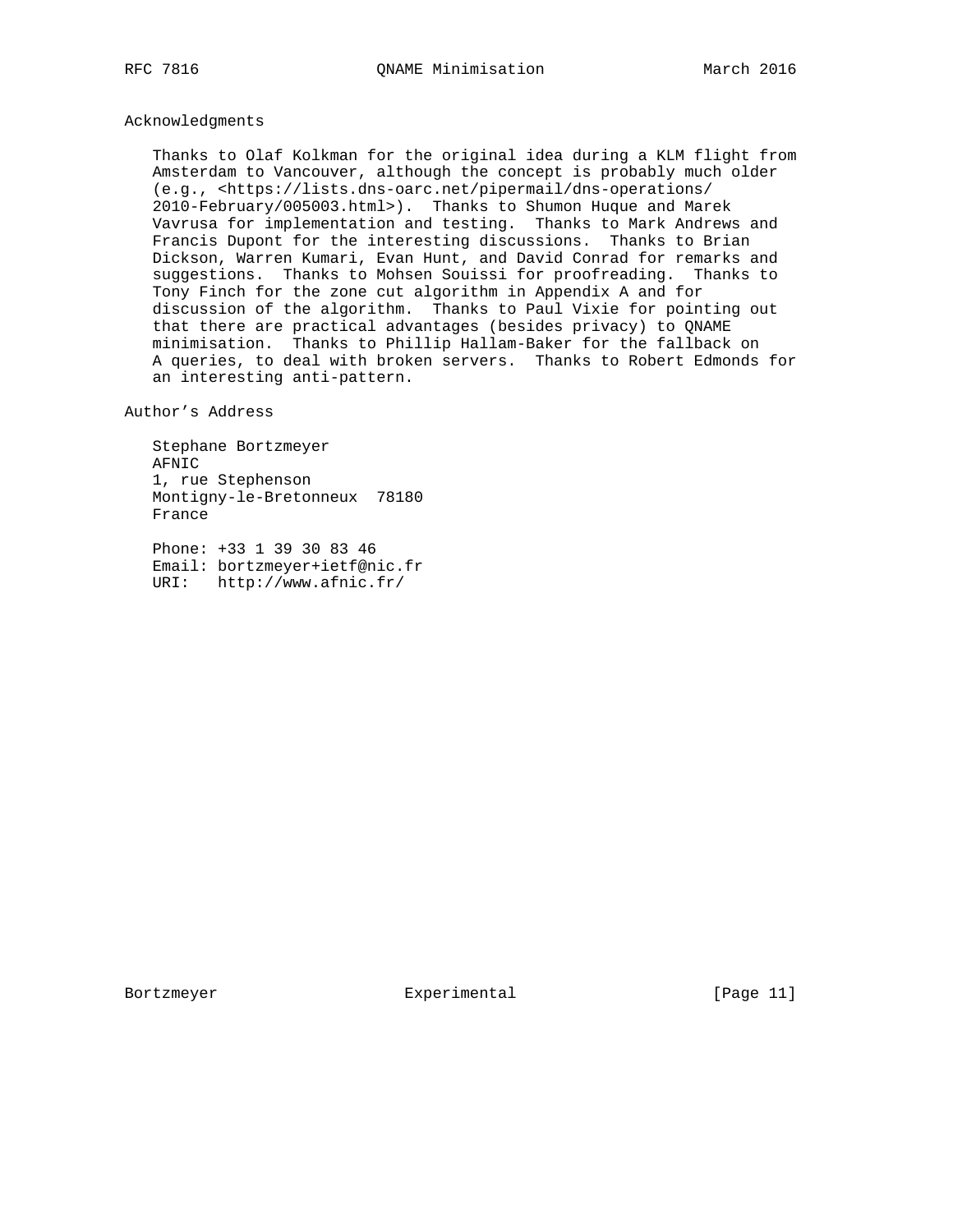## Acknowledgments

Thanks to Olaf Kolkman for the original idea during a KLM flight from Amsterdam to Vancouver, although the concept is probably much older (e.g., <https://lists.dns-oarc.net/pipermail/dns-operations/2010-February/005003.html>). Thanks to Shumon Huque and Marek Vavrusa for implementation and testing. Thanks to Mark Andrews and Francis Dupont for the interesting discussions. Thanks to Brian Dickson, Warren Kumari, Evan Hunt, and David Conrad for remarks and suggestions. Thanks to Mohsen Souissi for proofreading. Thanks to Tony Finch for the zone cut algorithm in Appendix A and for discussion of the algorithm. Thanks to Paul Vixie for pointing out that there are practical advantages (besides privacy) to QNAME minimisation. Thanks to Phillip Hallam-Baker for the fallback on A queries, to deal with broken servers. Thanks to Robert Edmonds for an interesting anti-pattern.

## Author's Address

Stephane Bortzmeyer
AFNIC
1, rue Stephenson
Montigny-le-Bretonneux 78180
France

Phone: +33 1 39 30 83 46
Email: bortzmeyer+ietf@nic.fr
URI: http://www.afnic.fr/